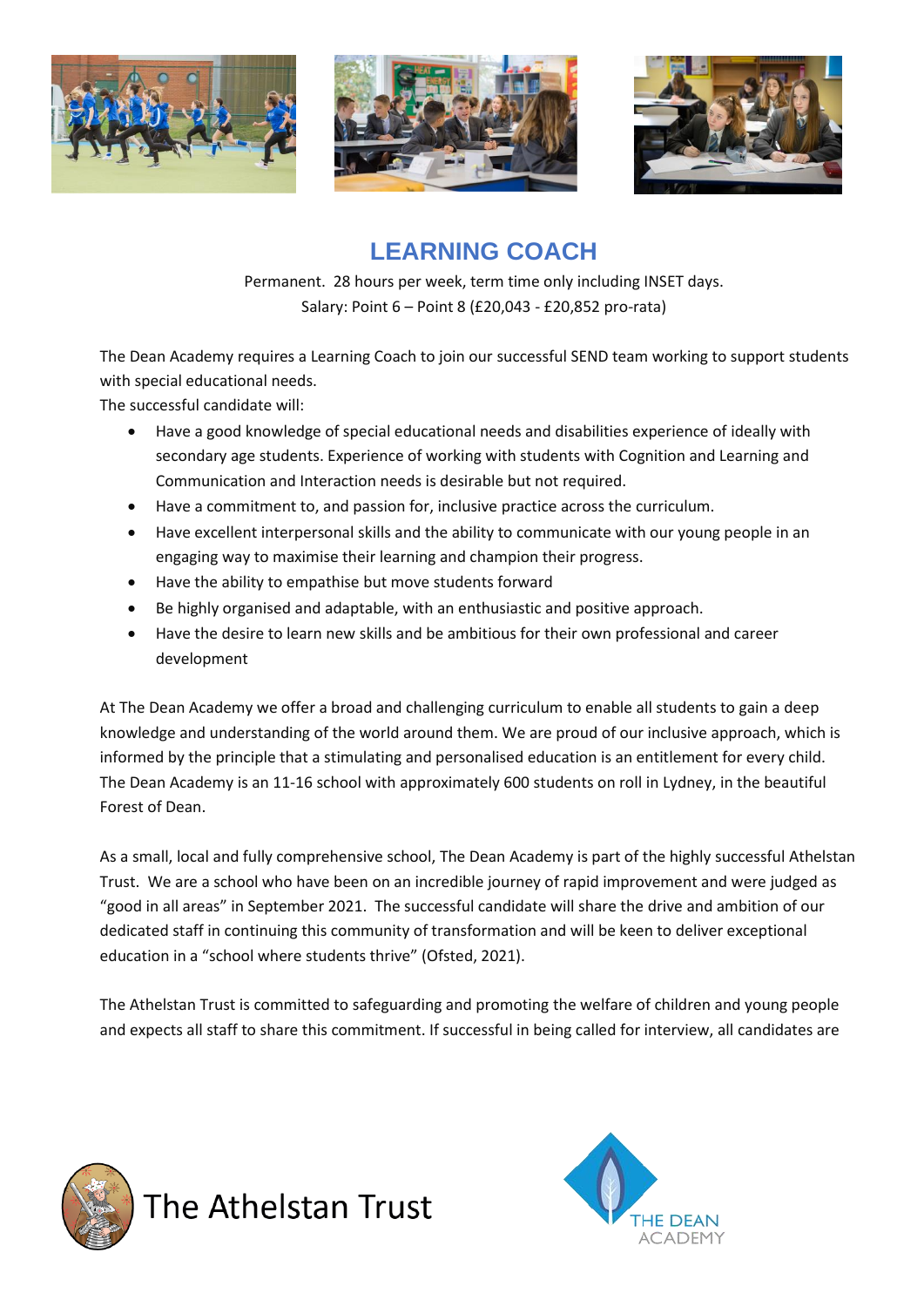# LEARNING COACH

Permanent. 28 hours per week, term time only including INSET days.
Salary: Point 6 – Point 8 (£20,043 - £20,852 pro-rata)

The Dean Academy requires a Learning Coach to join our successful SEND team working to support students with special educational needs.

The successful candidate will:

- Have a good knowledge of special educational needs and disabilities experience of ideally with secondary age students. Experience of working with students with Cognition and Learning and Communication and Interaction needs is desirable but not required.
- Have a commitment to, and passion for, inclusive practice across the curriculum.
- Have excellent interpersonal skills and the ability to communicate with our young people in an engaging way to maximise their learning and champion their progress.
- Have the ability to empathise but move students forward
- Be highly organised and adaptable, with an enthusiastic and positive approach.
- Have the desire to learn new skills and be ambitious for their own professional and career development

At The Dean Academy we offer a broad and challenging curriculum to enable all students to gain a deep knowledge and understanding of the world around them. We are proud of our inclusive approach, which is informed by the principle that a stimulating and personalised education is an entitlement for every child. The Dean Academy is an 11-16 school with approximately 600 students on roll in Lydney, in the beautiful Forest of Dean.

As a small, local and fully comprehensive school, The Dean Academy is part of the highly successful Athelstan Trust. We are a school who have been on an incredible journey of rapid improvement and were judged as "good in all areas" in September 2021. The successful candidate will share the drive and ambition of our dedicated staff in continuing this community of transformation and will be keen to deliver exceptional education in a "school where students thrive" (Ofsted, 2021).

The Athelstan Trust is committed to safeguarding and promoting the welfare of children and young people and expects all staff to share this commitment. If successful in being called for interview, all candidates are

The Athelstan Trust

THE DEAN ACADEMY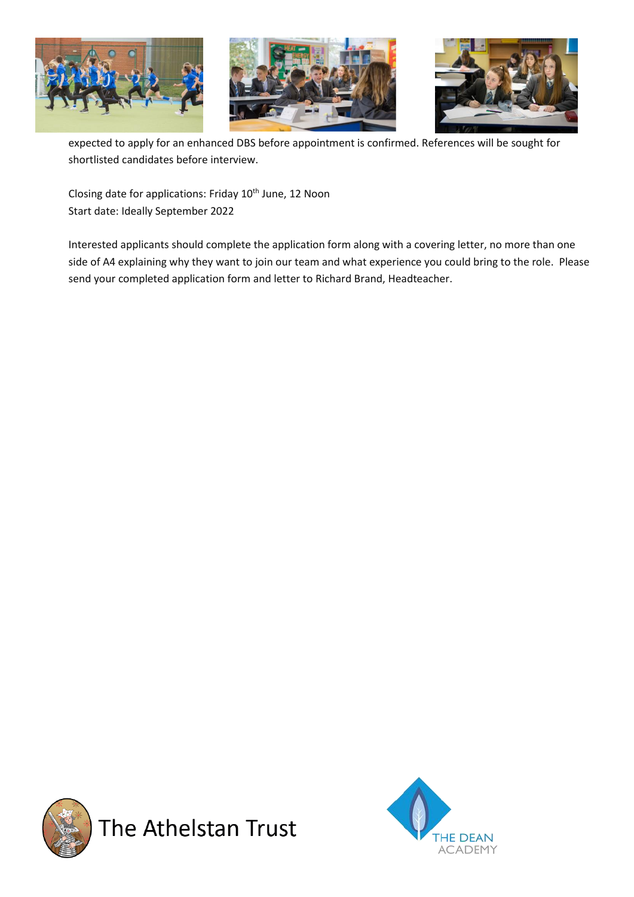expected to apply for an enhanced DBS before appointment is confirmed. References will be sought for shortlisted candidates before interview.

Closing date for applications: Friday 10th June, 12 Noon
Start date: Ideally September 2022

Interested applicants should complete the application form along with a covering letter, no more than one side of A4 explaining why they want to join our team and what experience you could bring to the role. Please send your completed application form and letter to Richard Brand, Headteacher.

The Athelstan Trust

THE DEAN ACADEMY